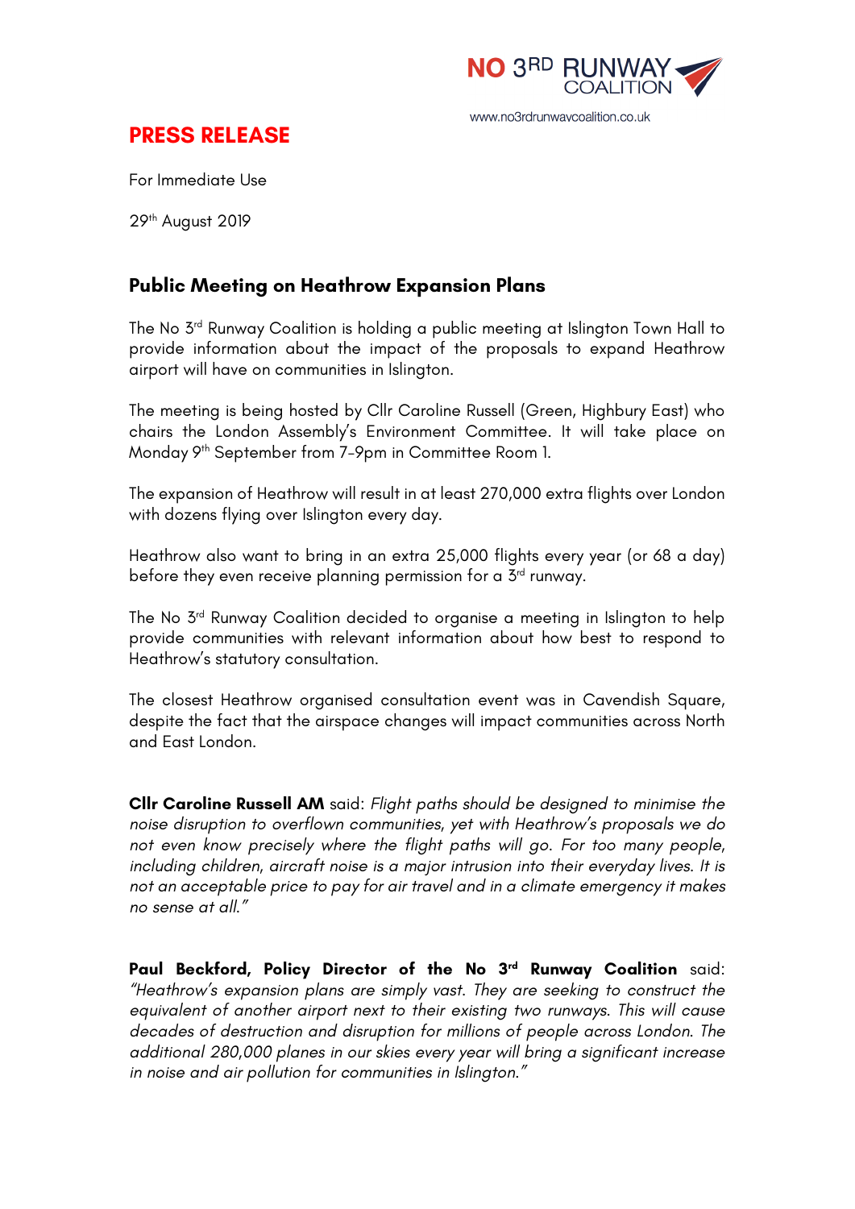NO 3RD RUNWAY COALITION

www.no3rdrunwaycoalition.co.uk

# PRESS RELEASE

For Immediate Use

29th August 2019

## Public Meeting on Heathrow Expansion Plans

The No 3rd Runway Coalition is holding a public meeting at Islington Town Hall to provide information about the impact of the proposals to expand Heathrow airport will have on communities in Islington.

The meeting is being hosted by Cllr Caroline Russell (Green, Highbury East) who chairs the London Assembly's Environment Committee. It will take place on Monday 9th September from 7-9pm in Committee Room 1.

The expansion of Heathrow will result in at least 270,000 extra flights over London with dozens flying over Islington every day.

Heathrow also want to bring in an extra 25,000 flights every year (or 68 a day) before they even receive planning permission for a 3rd runway.

The No 3rd Runway Coalition decided to organise a meeting in Islington to help provide communities with relevant information about how best to respond to Heathrow's statutory consultation.

The closest Heathrow organised consultation event was in Cavendish Square, despite the fact that the airspace changes will impact communities across North and East London.

**Cllr Caroline Russell AM** said: *Flight paths should be designed to minimise the noise disruption to overflown communities, yet with Heathrow's proposals we do not even know precisely where the flight paths will go. For too many people, including children, aircraft noise is a major intrusion into their everyday lives. It is not an acceptable price to pay for air travel and in a climate emergency it makes no sense at all."*

**Paul Beckford, Policy Director of the No 3rd Runway Coalition** said: *"Heathrow's expansion plans are simply vast. They are seeking to construct the equivalent of another airport next to their existing two runways. This will cause decades of destruction and disruption for millions of people across London. The additional 280,000 planes in our skies every year will bring a significant increase in noise and air pollution for communities in Islington."*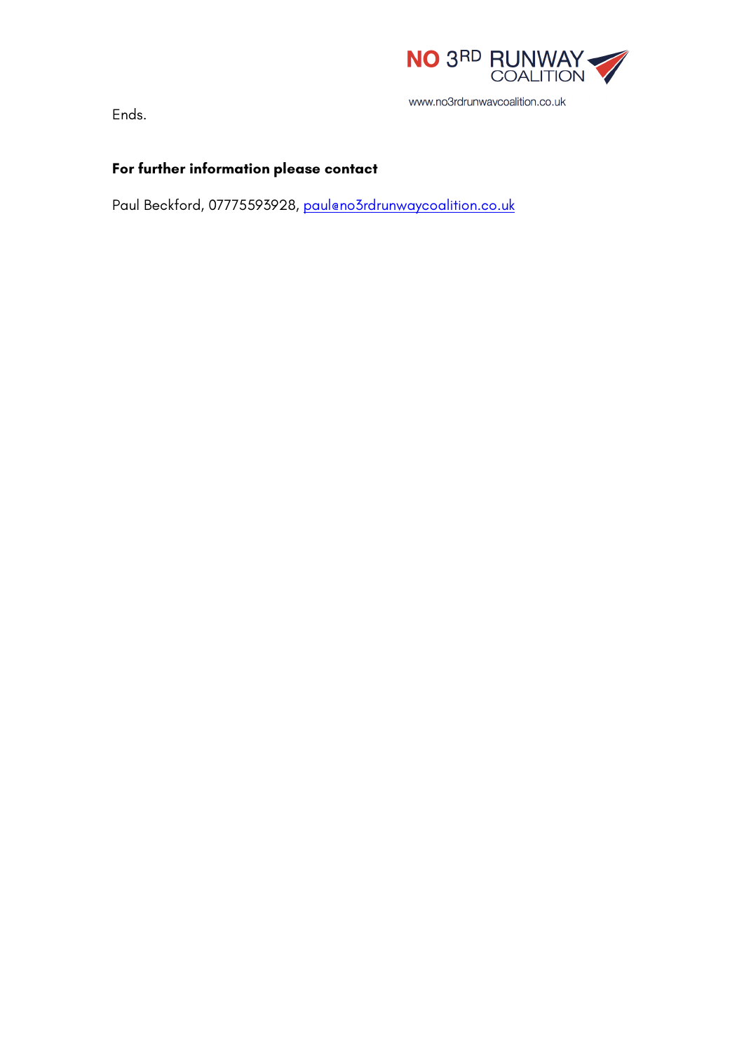Ends.

**For further information please contact**

Paul Beckford, 07775593928, [paul@no3rdrunwaycoalition.co.uk](mailto:paul@no3rdrunwaycoalition.co.uk)